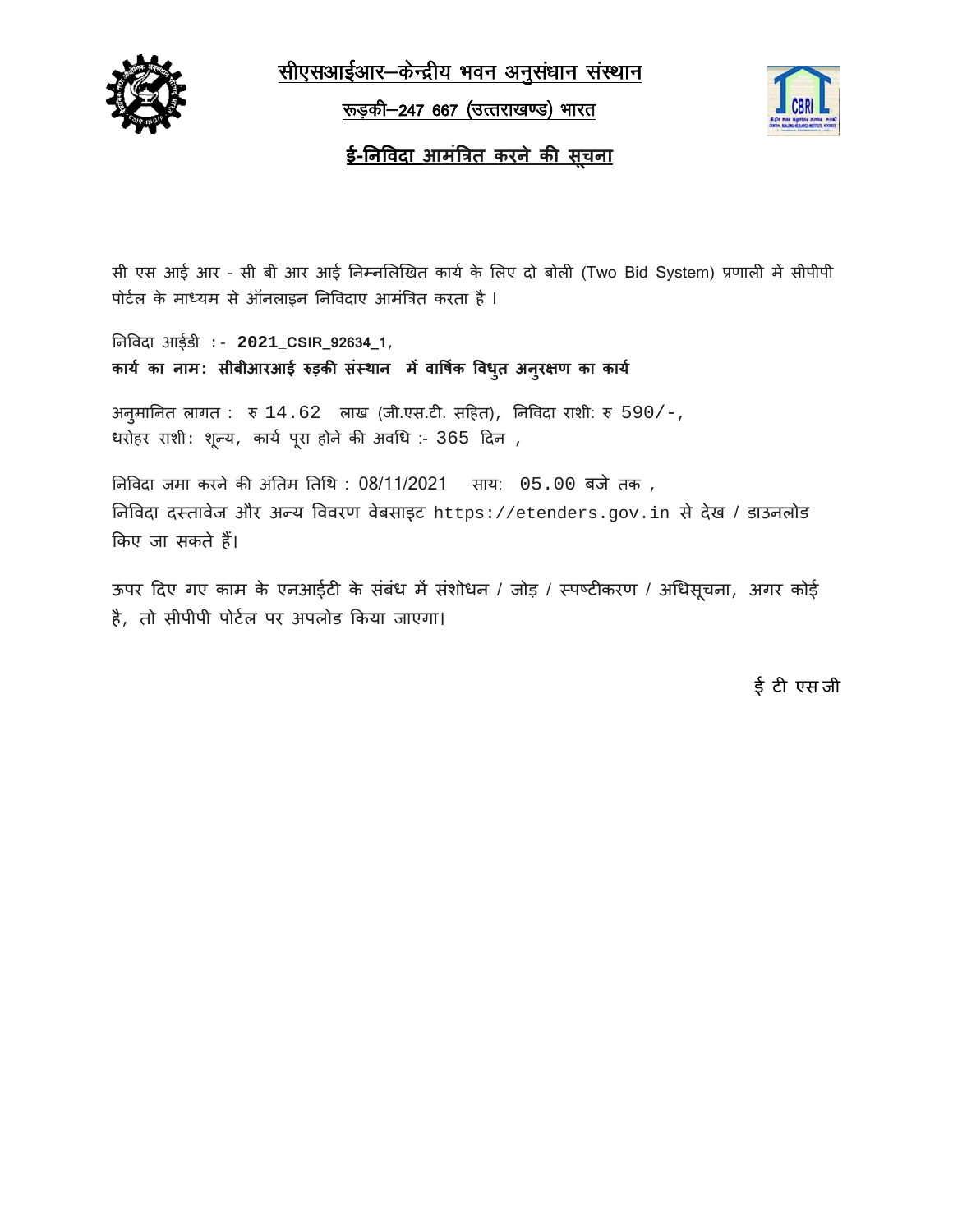# सीएसआईआर–केन्द्रीय भवन अनुसंधान संस्थान

## रूड़की–247 667 (उत्तराखण्ड) भारत

## ई-निविदा आमंत्रित करने की सूचना

सी एस आई आर - सी बी आर आई निम्नलिखित कार्य के लिए दो बोली (Two Bid System) प्रणाली में सीपीपी पोर्टल के माध्यम से ऑनलाइन निविदाए आमंत्रित करता है ।

निविदा आईडी :- **2021_CSIR_92634_1**,
**कार्य का नाम: सीबीआरआई रुड़की संस्थान में वार्षिक विधुत अनुरक्षण का कार्य**

अनुमानित लागत : रु 14.62 लाख (जी.एस.टी. सहित), निविदा राशी: रु 590/-,
धरोहर राशी: शून्य, कार्य पूरा होने की अवधि :- 365 दिन ,

निविदा जमा करने की अंतिम तिथि : 08/11/2021 साय: 05.00 बजे तक ,
निविदा दस्तावेज और अन्य विवरण वेबसाइट https://etenders.gov.in से देख / डाउनलोड किए जा सकते हैं।

ऊपर दिए गए काम के एनआईटी के संबंध में संशोधन / जोड़ / स्पष्टीकरण / अधिसूचना, अगर कोई है, तो सीपीपी पोर्टल पर अपलोड किया जाएगा।

ई टी एस जी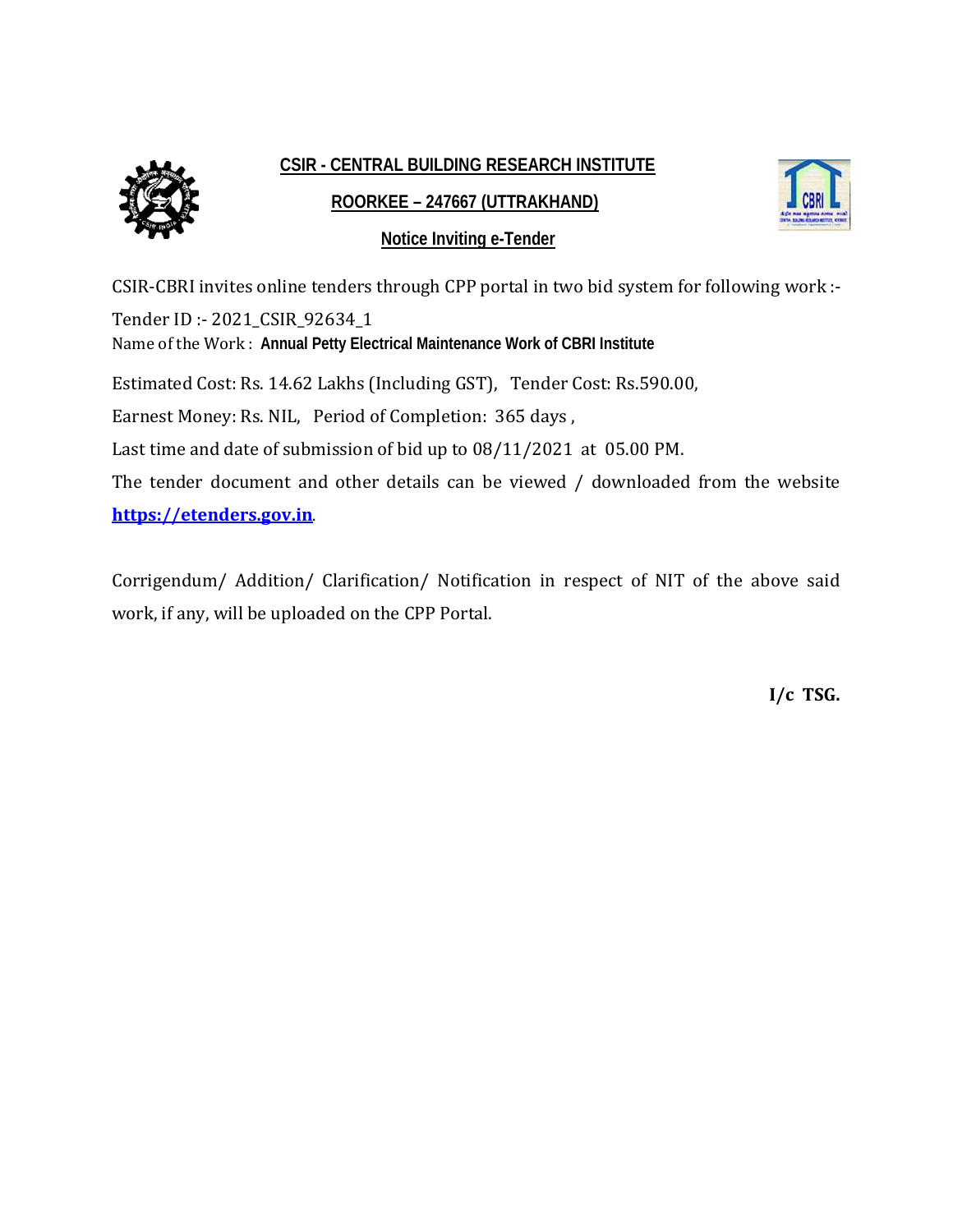**CSIR - CENTRAL BUILDING RESEARCH INSTITUTE**

**ROORKEE – 247667 (UTTRAKHAND)**

**Notice Inviting e-Tender**

CSIR-CBRI invites online tenders through CPP portal in two bid system for following work :-

Tender ID :- 2021_CSIR_92634_1

Name of the Work : **Annual Petty Electrical Maintenance Work of CBRI Institute**

Estimated Cost: Rs. 14.62 Lakhs (Including GST), Tender Cost: Rs.590.00,

Earnest Money: Rs. NIL, Period of Completion: 365 days ,

Last time and date of submission of bid up to 08/11/2021 at 05.00 PM.

The tender document and other details can be viewed / downloaded from the website **https://etenders.gov.in**.

Corrigendum/ Addition/ Clarification/ Notification in respect of NIT of the above said work, if any, will be uploaded on the CPP Portal.

**I/c TSG.**